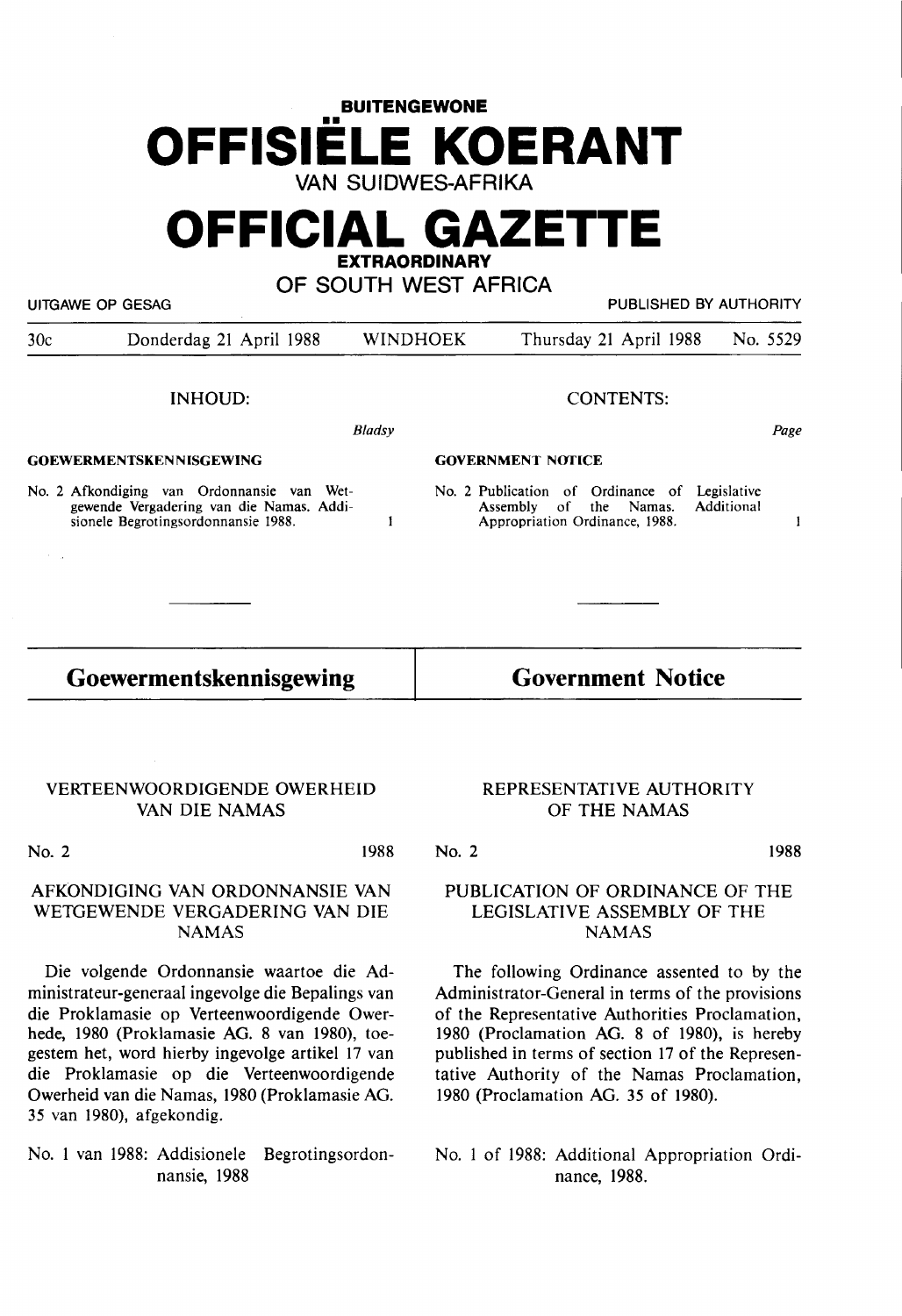**BUITENGEWONE**

# OFFISIËLE KOERANT

VAN SUIDWES-AFRIKA

# OFFICIAL GAZETTE

**EXTRAORDINARY**

OF SOUTH WEST AFRICA

UITGAWE OP GESAG — PUBLISHED BY AUTHORITY

30c — Donderdag 21 April 1988 — WINDHOEK — Thursday 21 April 1988 — No. 5529

| INHOUD: | *Bladsy* | CONTENTS: | *Page* |
|---|---|---|---|
| **GOEWERMENTSKENNISGEWING** | | **GOVERNMENT NOTICE** | |
| No. 2 Afkondiging van Ordonnansie van Wetgewende Vergadering van die Namas. Addisionele Begrotingsordonnansie 1988. | 1 | No. 2 Publication of Ordinance of Legislative Assembly of the Namas. Additional Appropriation Ordinance, 1988. | 1 |

## Goewermentskennisgewing

## Government Notice

### VERTEENWOORDIGENDE OWERHEID VAN DIE NAMAS

No. 2 — 1988

### AFKONDIGING VAN ORDONNANSIE VAN WETGEWENDE VERGADERING VAN DIE NAMAS

Die volgende Ordonnansie waartoe die Administrateur-generaal ingevolge die Bepalings van die Proklamasie op Verteenwoordigende Owerhede, 1980 (Proklamasie AG. 8 van 1980), toegestem het, word hierby ingevolge artikel 17 van die Proklamasie op die Verteenwoordigende Owerheid van die Namas, 1980 (Proklamasie AG. 35 van 1980), afgekondig.

No. 1 van 1988: Addisionele Begrotingsordonnansie, 1988

### REPRESENTATIVE AUTHORITY OF THE NAMAS

No. 2 — 1988

### PUBLICATION OF ORDINANCE OF THE LEGISLATIVE ASSEMBLY OF THE NAMAS

The following Ordinance assented to by the Administrator-General in terms of the provisions of the Representative Authorities Proclamation, 1980 (Proclamation AG. 8 of 1980), is hereby published in terms of section 17 of the Representative Authority of the Namas Proclamation, 1980 (Proclamation AG. 35 of 1980).

No. 1 of 1988: Additional Appropriation Ordinance, 1988.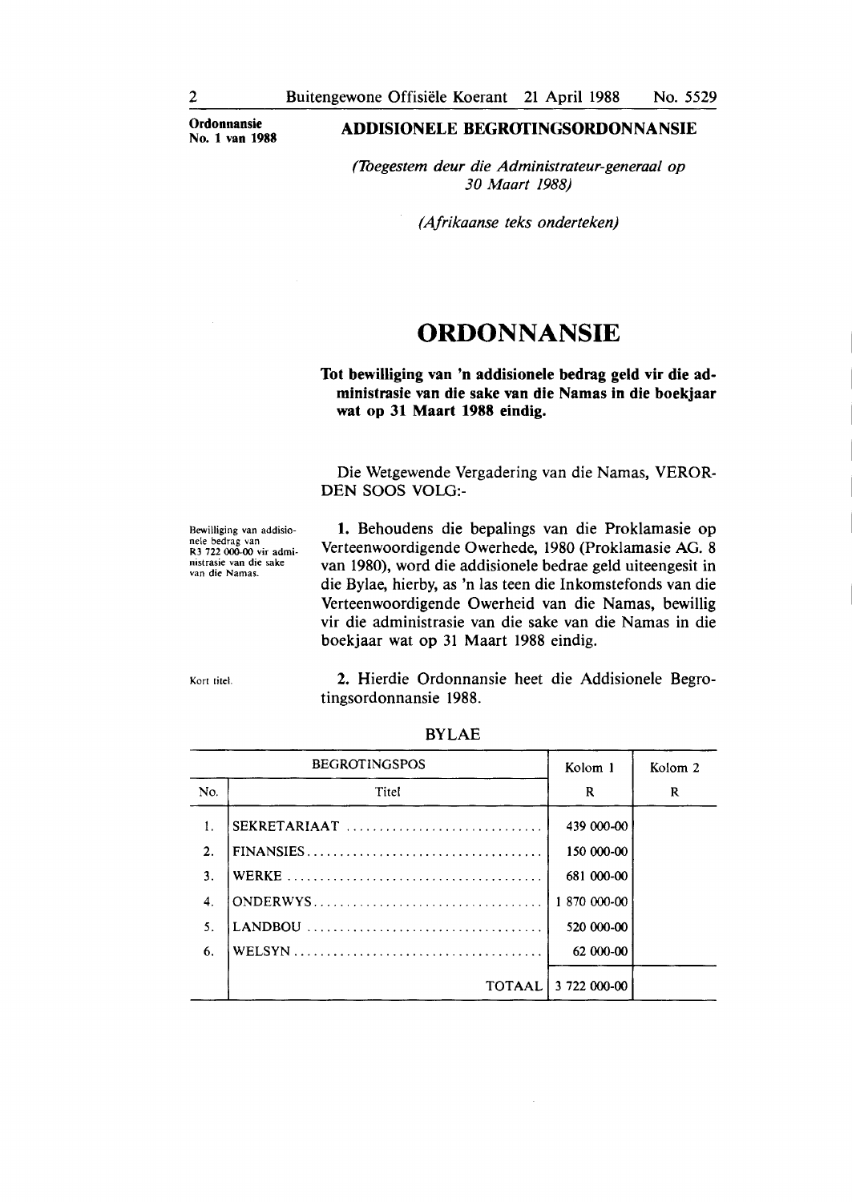**Ordonnansie No. 1 van 1988**

## ADDISIONELE BEGROTINGSORDONNANSIE

*(Toegestem deur die Administrateur-generaal op 30 Maart 1988)*

*(Afrikaanse teks onderteken)*

# ORDONNANSIE

**Tot bewilliging van 'n addisionele bedrag geld vir die administrasie van die sake van die Namas in die boekjaar wat op 31 Maart 1988 eindig.**

Die Wetgewende Vergadering van die Namas, VERORDEN SOOS VOLG:-

Bewilliging van addisionele bedrag van R3 722 000-00 vir administrasie van die sake van die Namas.

**1.** Behoudens die bepalings van die Proklamasie op Verteenwoordigende Owerhede, 1980 (Proklamasie AG. 8 van 1980), word die addisionele bedrae geld uiteengesit in die Bylae, hierby, as 'n las teen die Inkomstefonds van die Verteenwoordigende Owerheid van die Namas, bewillig vir die administrasie van die sake van die Namas in die boekjaar wat op 31 Maart 1988 eindig.

Kort titel.

**2.** Hierdie Ordonnansie heet die Addisionele Begrotingsordonnansie 1988.

BYLAE

| BEGROTINGSPOS | | Kolom 1 | Kolom 2 |
|---|---|---|---|
| No. | Titel | R | R |
| 1. | SEKRETARIAAT | 439 000-00 | |
| 2. | FINANSIES | 150 000-00 | |
| 3. | WERKE | 681 000-00 | |
| 4. | ONDERWYS | 1 870 000-00 | |
| 5. | LANDBOU | 520 000-00 | |
| 6. | WELSYN | 62 000-00 | |
| | TOTAAL | 3 722 000-00 | |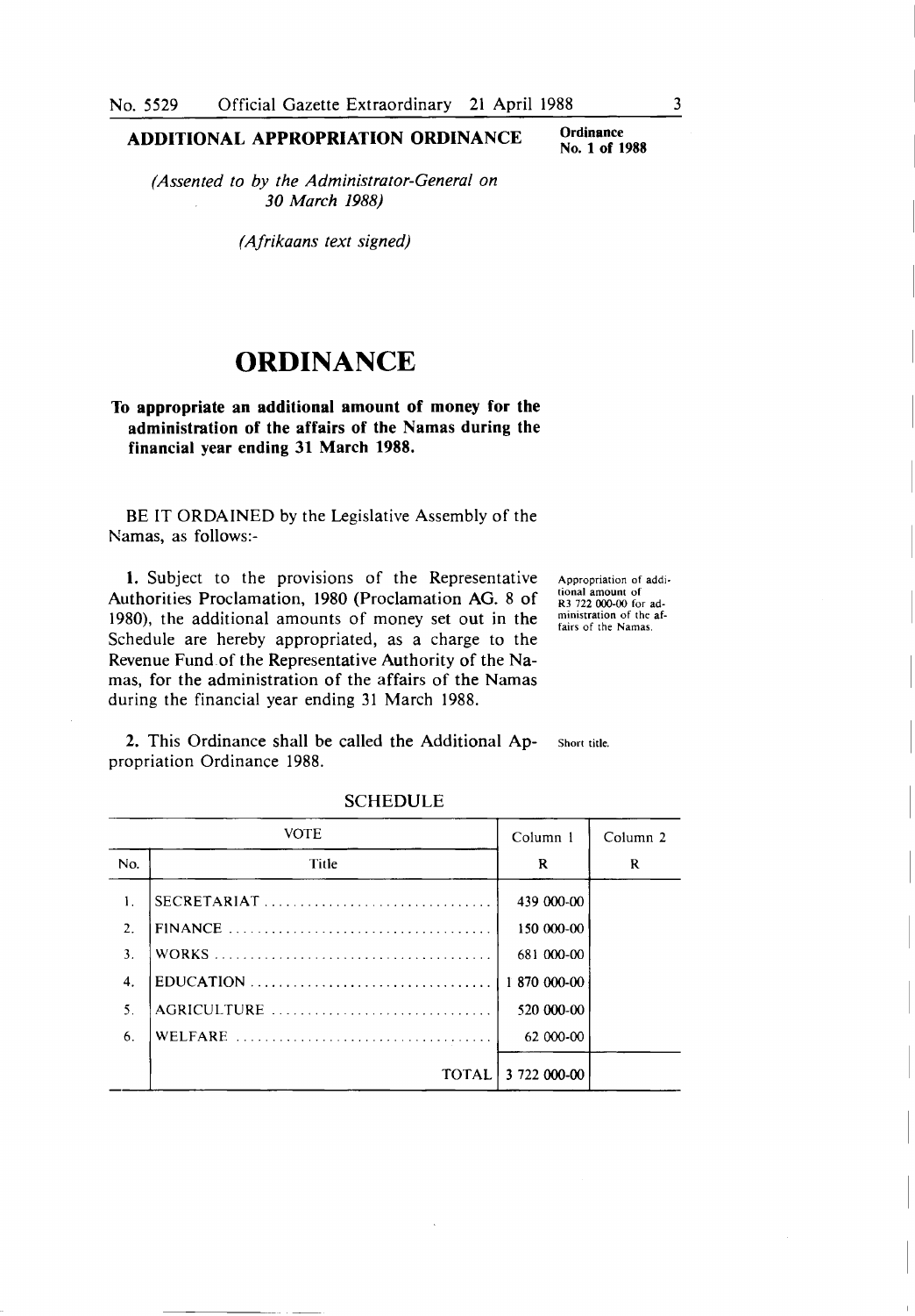## ADDITIONAL APPROPRIATION ORDINANCE

**Ordinance No. 1 of 1988**

*(Assented to by the Administrator-General on 30 March 1988)*

*(Afrikaans text signed)*

# ORDINANCE

**To appropriate an additional amount of money for the administration of the affairs of the Namas during the financial year ending 31 March 1988.**

BE IT ORDAINED by the Legislative Assembly of the Namas, as follows:-

Appropriation of additional amount of R3 722 000-00 for administration of the affairs of the Namas.

**1.** Subject to the provisions of the Representative Authorities Proclamation, 1980 (Proclamation AG. 8 of 1980), the additional amounts of money set out in the Schedule are hereby appropriated, as a charge to the Revenue Fund of the Representative Authority of the Namas, for the administration of the affairs of the Namas during the financial year ending 31 March 1988.

Short title.

**2.** This Ordinance shall be called the Additional Appropriation Ordinance 1988.

SCHEDULE

| VOTE | | Column 1 | Column 2 |
|---|---|---|---|
| No. | Title | R | R |
| 1. | SECRETARIAT | 439 000-00 | |
| 2. | FINANCE | 150 000-00 | |
| 3. | WORKS | 681 000-00 | |
| 4. | EDUCATION | 1 870 000-00 | |
| 5. | AGRICULTURE | 520 000-00 | |
| 6. | WELFARE | 62 000-00 | |
| | TOTAL | 3 722 000-00 | |